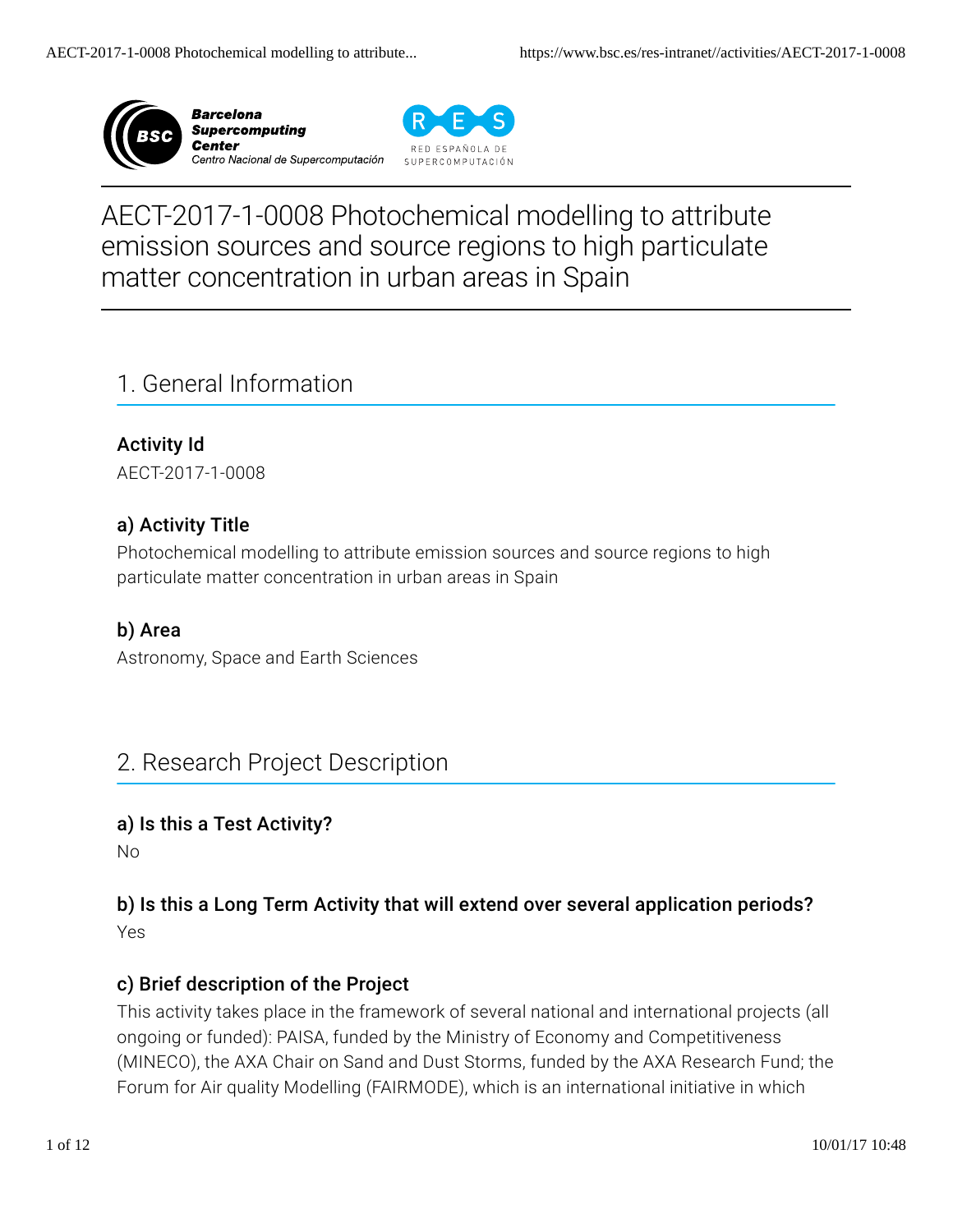# AECT-2017-1-0008 Photochemical modelling to attribute emission sources and source regions to high particulate matter concentration in urban areas in Spain

## 1. General Information

### Activity Id

AECT-2017-1-0008

### a) Activity Title

Photochemical modelling to attribute emission sources and source regions to high particulate matter concentration in urban areas in Spain

### b) Area

Astronomy, Space and Earth Sciences

## 2. Research Project Description

### a) Is this a Test Activity?

No

### b) Is this a Long Term Activity that will extend over several application periods?

Yes

### c) Brief description of the Project

This activity takes place in the framework of several national and international projects (all ongoing or funded): PAISA, funded by the Ministry of Economy and Competitiveness (MINECO), the AXA Chair on Sand and Dust Storms, funded by the AXA Research Fund; the Forum for Air quality Modelling (FAIRMODE), which is an international initiative in which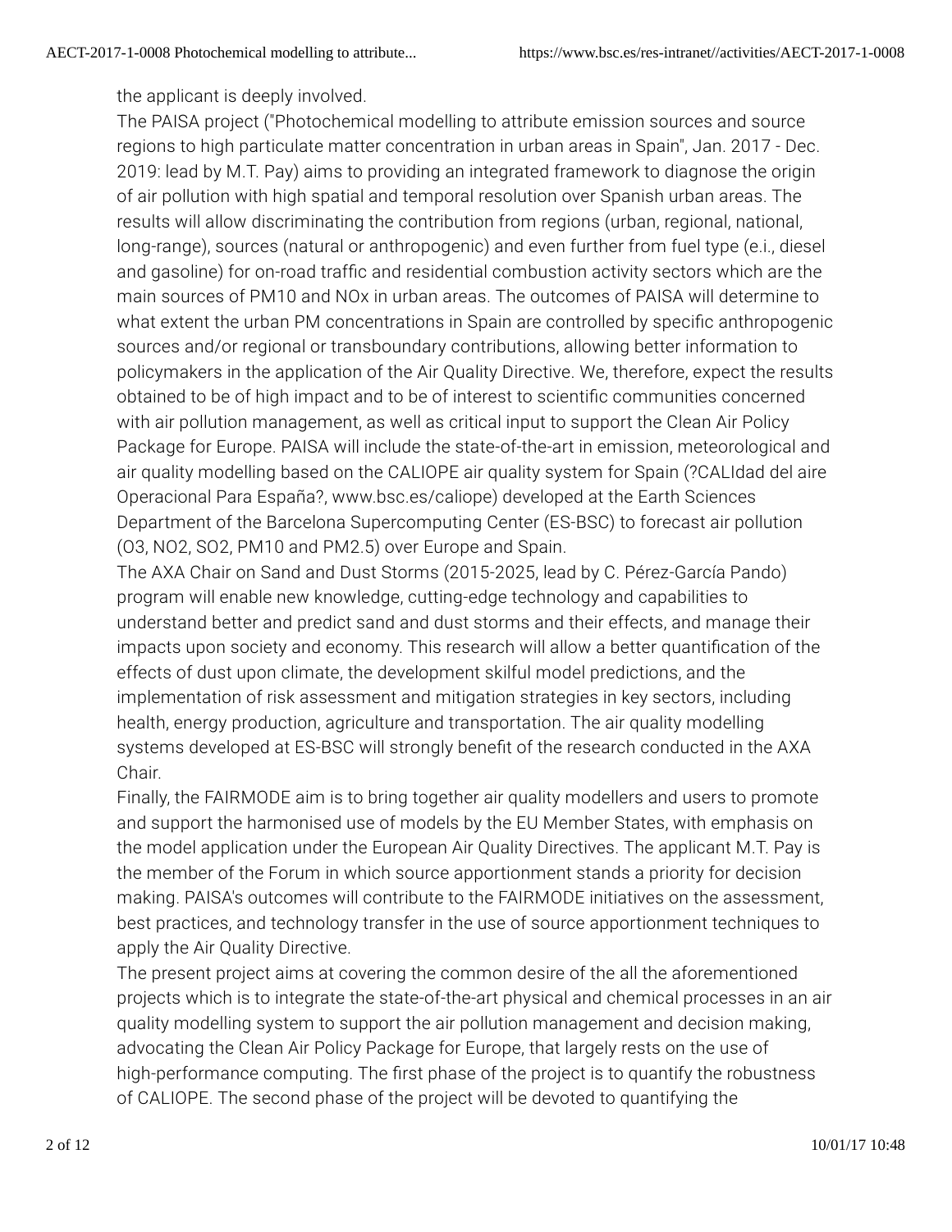the applicant is deeply involved.

The PAISA project ("Photochemical modelling to attribute emission sources and source regions to high particulate matter concentration in urban areas in Spain", Jan. 2017 - Dec. 2019: lead by M.T. Pay) aims to providing an integrated framework to diagnose the origin of air pollution with high spatial and temporal resolution over Spanish urban areas. The results will allow discriminating the contribution from regions (urban, regional, national, long-range), sources (natural or anthropogenic) and even further from fuel type (e.i., diesel and gasoline) for on-road traffic and residential combustion activity sectors which are the main sources of PM10 and NOx in urban areas. The outcomes of PAISA will determine to what extent the urban PM concentrations in Spain are controlled by specific anthropogenic sources and/or regional or transboundary contributions, allowing better information to policymakers in the application of the Air Quality Directive. We, therefore, expect the results obtained to be of high impact and to be of interest to scientific communities concerned with air pollution management, as well as critical input to support the Clean Air Policy Package for Europe. PAISA will include the state-of-the-art in emission, meteorological and air quality modelling based on the CALIOPE air quality system for Spain (?CALIdad del aire Operacional Para España?, www.bsc.es/caliope) developed at the Earth Sciences Department of the Barcelona Supercomputing Center (ES-BSC) to forecast air pollution ($O_3$, $NO_2$, $SO_2$, PM10 and PM2.5) over Europe and Spain.

The AXA Chair on Sand and Dust Storms (2015-2025, lead by C. Pérez-García Pando) program will enable new knowledge, cutting-edge technology and capabilities to understand better and predict sand and dust storms and their effects, and manage their impacts upon society and economy. This research will allow a better quantification of the effects of dust upon climate, the development skilful model predictions, and the implementation of risk assessment and mitigation strategies in key sectors, including health, energy production, agriculture and transportation. The air quality modelling systems developed at ES-BSC will strongly benefit of the research conducted in the AXA Chair.

Finally, the FAIRMODE aim is to bring together air quality modellers and users to promote and support the harmonised use of models by the EU Member States, with emphasis on the model application under the European Air Quality Directives. The applicant M.T. Pay is the member of the Forum in which source apportionment stands a priority for decision making. PAISA's outcomes will contribute to the FAIRMODE initiatives on the assessment, best practices, and technology transfer in the use of source apportionment techniques to apply the Air Quality Directive.

The present project aims at covering the common desire of the all the aforementioned projects which is to integrate the state-of-the-art physical and chemical processes in an air quality modelling system to support the air pollution management and decision making, advocating the Clean Air Policy Package for Europe, that largely rests on the use of high-performance computing. The first phase of the project is to quantify the robustness of CALIOPE. The second phase of the project will be devoted to quantifying the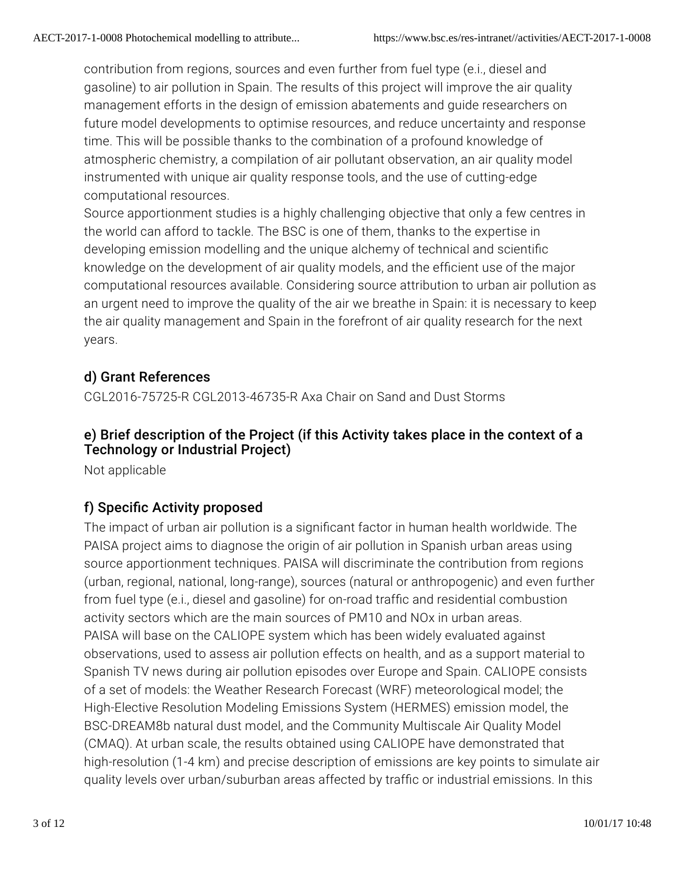contribution from regions, sources and even further from fuel type (e.i., diesel and gasoline) to air pollution in Spain. The results of this project will improve the air quality management efforts in the design of emission abatements and guide researchers on future model developments to optimise resources, and reduce uncertainty and response time. This will be possible thanks to the combination of a profound knowledge of atmospheric chemistry, a compilation of air pollutant observation, an air quality model instrumented with unique air quality response tools, and the use of cutting-edge computational resources.
Source apportionment studies is a highly challenging objective that only a few centres in the world can afford to tackle. The BSC is one of them, thanks to the expertise in developing emission modelling and the unique alchemy of technical and scientific knowledge on the development of air quality models, and the efficient use of the major computational resources available. Considering source attribution to urban air pollution as an urgent need to improve the quality of the air we breathe in Spain: it is necessary to keep the air quality management and Spain in the forefront of air quality research for the next years.

### d) Grant References

CGL2016-75725-R CGL2013-46735-R Axa Chair on Sand and Dust Storms

### e) Brief description of the Project (if this Activity takes place in the context of a Technology or Industrial Project)

Not applicable

### f) Specific Activity proposed

The impact of urban air pollution is a significant factor in human health worldwide. The PAISA project aims to diagnose the origin of air pollution in Spanish urban areas using source apportionment techniques. PAISA will discriminate the contribution from regions (urban, regional, national, long-range), sources (natural or anthropogenic) and even further from fuel type (e.i., diesel and gasoline) for on-road traffic and residential combustion activity sectors which are the main sources of $PM_{10}$ and $NO_x$ in urban areas.
PAISA will base on the CALIOPE system which has been widely evaluated against observations, used to assess air pollution effects on health, and as a support material to Spanish TV news during air pollution episodes over Europe and Spain. CALIOPE consists of a set of models: the Weather Research Forecast (WRF) meteorological model; the High-Elective Resolution Modeling Emissions System (HERMES) emission model, the BSC-DREAM8b natural dust model, and the Community Multiscale Air Quality Model (CMAQ). At urban scale, the results obtained using CALIOPE have demonstrated that high-resolution (1-4 km) and precise description of emissions are key points to simulate air quality levels over urban/suburban areas affected by traffic or industrial emissions. In this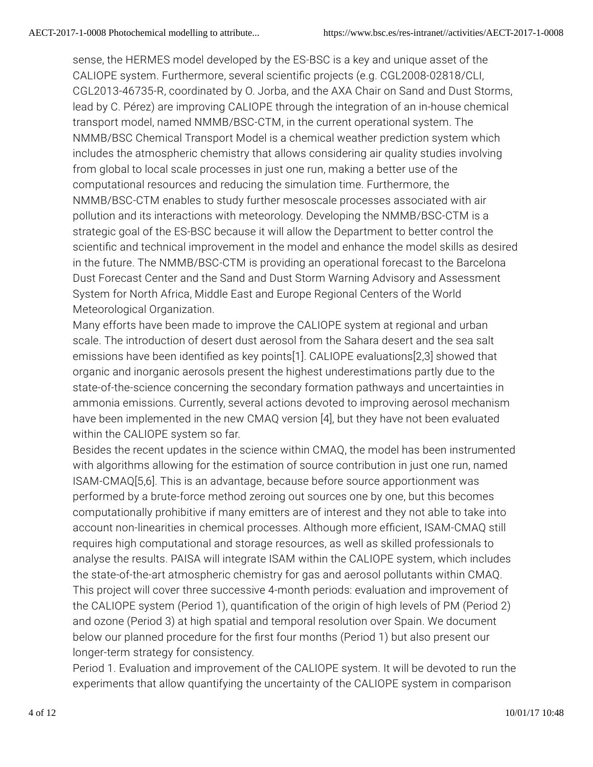sense, the HERMES model developed by the ES-BSC is a key and unique asset of the CALIOPE system. Furthermore, several scientific projects (e.g. CGL2008-02818/CLI, CGL2013-46735-R, coordinated by O. Jorba, and the AXA Chair on Sand and Dust Storms, lead by C. Pérez) are improving CALIOPE through the integration of an in-house chemical transport model, named NMMB/BSC-CTM, in the current operational system. The NMMB/BSC Chemical Transport Model is a chemical weather prediction system which includes the atmospheric chemistry that allows considering air quality studies involving from global to local scale processes in just one run, making a better use of the computational resources and reducing the simulation time. Furthermore, the NMMB/BSC-CTM enables to study further mesoscale processes associated with air pollution and its interactions with meteorology. Developing the NMMB/BSC-CTM is a strategic goal of the ES-BSC because it will allow the Department to better control the scientific and technical improvement in the model and enhance the model skills as desired in the future. The NMMB/BSC-CTM is providing an operational forecast to the Barcelona Dust Forecast Center and the Sand and Dust Storm Warning Advisory and Assessment System for North Africa, Middle East and Europe Regional Centers of the World Meteorological Organization.

Many efforts have been made to improve the CALIOPE system at regional and urban scale. The introduction of desert dust aerosol from the Sahara desert and the sea salt emissions have been identified as key points[1]. CALIOPE evaluations[2,3] showed that organic and inorganic aerosols present the highest underestimations partly due to the state-of-the-science concerning the secondary formation pathways and uncertainties in ammonia emissions. Currently, several actions devoted to improving aerosol mechanism have been implemented in the new CMAQ version [4], but they have not been evaluated within the CALIOPE system so far.

Besides the recent updates in the science within CMAQ, the model has been instrumented with algorithms allowing for the estimation of source contribution in just one run, named ISAM-CMAQ[5,6]. This is an advantage, because before source apportionment was performed by a brute-force method zeroing out sources one by one, but this becomes computationally prohibitive if many emitters are of interest and they not able to take into account non-linearities in chemical processes. Although more efficient, ISAM-CMAQ still requires high computational and storage resources, as well as skilled professionals to analyse the results. PAISA will integrate ISAM within the CALIOPE system, which includes the state-of-the-art atmospheric chemistry for gas and aerosol pollutants within CMAQ. This project will cover three successive 4-month periods: evaluation and improvement of the CALIOPE system (Period 1), quantification of the origin of high levels of PM (Period 2) and ozone (Period 3) at high spatial and temporal resolution over Spain. We document below our planned procedure for the first four months (Period 1) but also present our longer-term strategy for consistency.

Period 1. Evaluation and improvement of the CALIOPE system. It will be devoted to run the experiments that allow quantifying the uncertainty of the CALIOPE system in comparison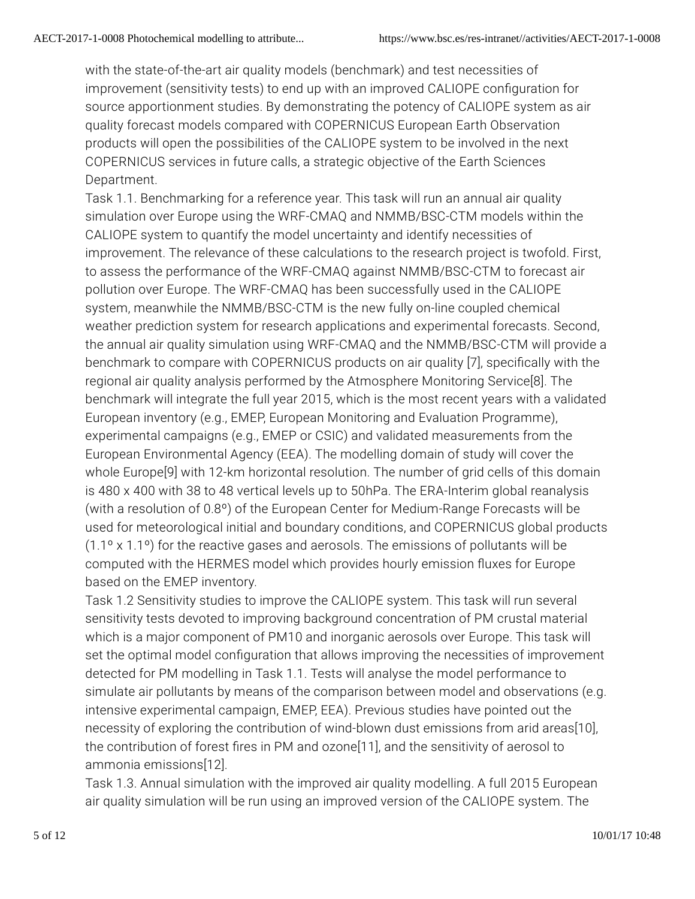with the state-of-the-art air quality models (benchmark) and test necessities of improvement (sensitivity tests) to end up with an improved CALIOPE configuration for source apportionment studies. By demonstrating the potency of CALIOPE system as air quality forecast models compared with COPERNICUS European Earth Observation products will open the possibilities of the CALIOPE system to be involved in the next COPERNICUS services in future calls, a strategic objective of the Earth Sciences Department.

Task 1.1. Benchmarking for a reference year. This task will run an annual air quality simulation over Europe using the WRF-CMAQ and NMMB/BSC-CTM models within the CALIOPE system to quantify the model uncertainty and identify necessities of improvement. The relevance of these calculations to the research project is twofold. First, to assess the performance of the WRF-CMAQ against NMMB/BSC-CTM to forecast air pollution over Europe. The WRF-CMAQ has been successfully used in the CALIOPE system, meanwhile the NMMB/BSC-CTM is the new fully on-line coupled chemical weather prediction system for research applications and experimental forecasts. Second, the annual air quality simulation using WRF-CMAQ and the NMMB/BSC-CTM will provide a benchmark to compare with COPERNICUS products on air quality [7], specifically with the regional air quality analysis performed by the Atmosphere Monitoring Service[8]. The benchmark will integrate the full year 2015, which is the most recent years with a validated European inventory (e.g., EMEP, European Monitoring and Evaluation Programme), experimental campaigns (e.g., EMEP or CSIC) and validated measurements from the European Environmental Agency (EEA). The modelling domain of study will cover the whole Europe[9] with 12-km horizontal resolution. The number of grid cells of this domain is 480 x 400 with 38 to 48 vertical levels up to 50hPa. The ERA-Interim global reanalysis (with a resolution of 0.8º) of the European Center for Medium-Range Forecasts will be used for meteorological initial and boundary conditions, and COPERNICUS global products (1.1º x 1.1º) for the reactive gases and aerosols. The emissions of pollutants will be computed with the HERMES model which provides hourly emission fluxes for Europe based on the EMEP inventory.

Task 1.2 Sensitivity studies to improve the CALIOPE system. This task will run several sensitivity tests devoted to improving background concentration of PM crustal material which is a major component of PM10 and inorganic aerosols over Europe. This task will set the optimal model configuration that allows improving the necessities of improvement detected for PM modelling in Task 1.1. Tests will analyse the model performance to simulate air pollutants by means of the comparison between model and observations (e.g. intensive experimental campaign, EMEP, EEA). Previous studies have pointed out the necessity of exploring the contribution of wind-blown dust emissions from arid areas[10], the contribution of forest fires in PM and ozone[11], and the sensitivity of aerosol to ammonia emissions[12].

Task 1.3. Annual simulation with the improved air quality modelling. A full 2015 European air quality simulation will be run using an improved version of the CALIOPE system. The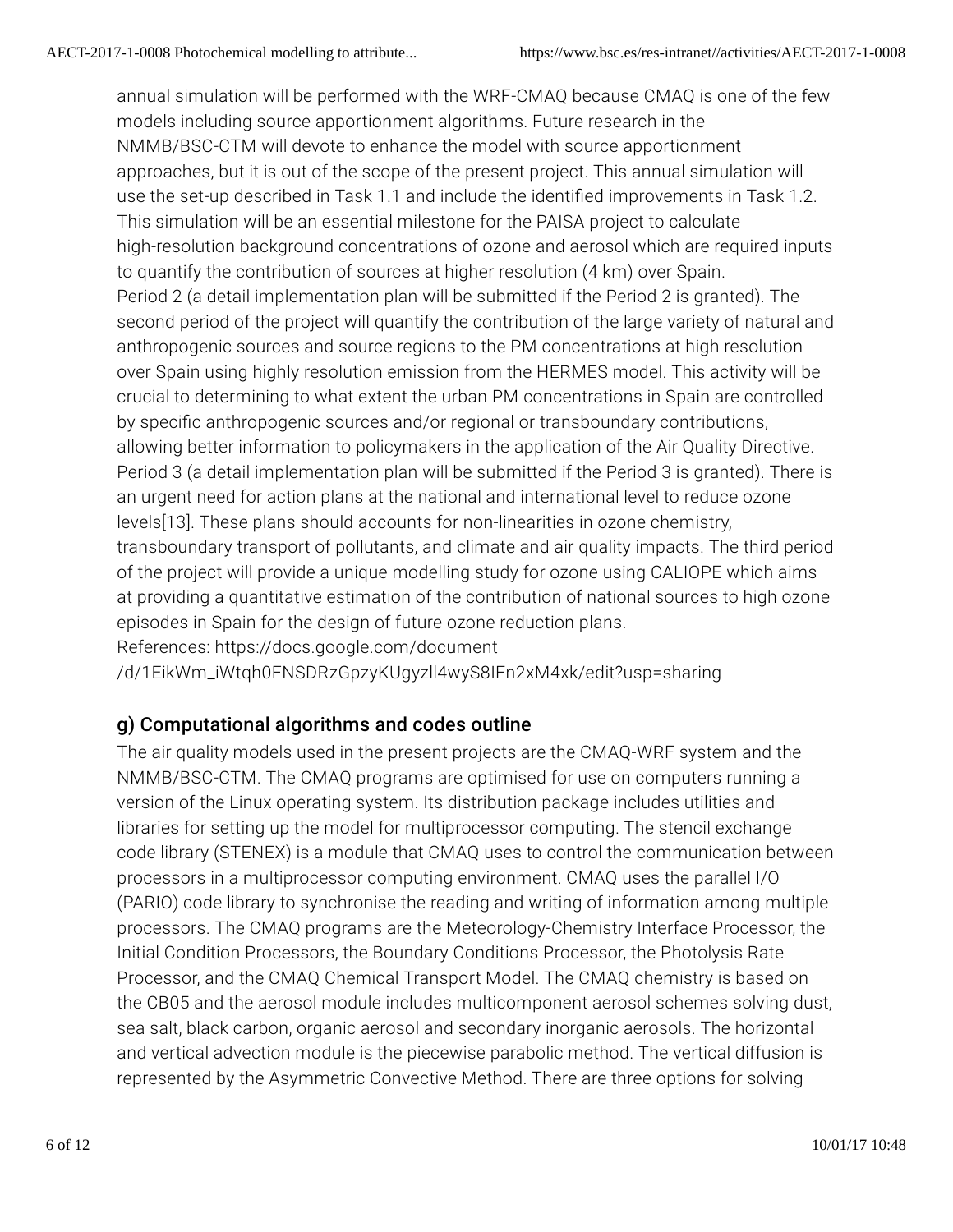annual simulation will be performed with the WRF-CMAQ because CMAQ is one of the few models including source apportionment algorithms. Future research in the NMMB/BSC-CTM will devote to enhance the model with source apportionment approaches, but it is out of the scope of the present project. This annual simulation will use the set-up described in Task 1.1 and include the identified improvements in Task 1.2. This simulation will be an essential milestone for the PAISA project to calculate high-resolution background concentrations of ozone and aerosol which are required inputs to quantify the contribution of sources at higher resolution (4 km) over Spain.
Period 2 (a detail implementation plan will be submitted if the Period 2 is granted). The second period of the project will quantify the contribution of the large variety of natural and anthropogenic sources and source regions to the PM concentrations at high resolution over Spain using highly resolution emission from the HERMES model. This activity will be crucial to determining to what extent the urban PM concentrations in Spain are controlled by specific anthropogenic sources and/or regional or transboundary contributions, allowing better information to policymakers in the application of the Air Quality Directive.
Period 3 (a detail implementation plan will be submitted if the Period 3 is granted). There is an urgent need for action plans at the national and international level to reduce ozone levels[13]. These plans should accounts for non-linearities in ozone chemistry, transboundary transport of pollutants, and climate and air quality impacts. The third period of the project will provide a unique modelling study for ozone using CALIOPE which aims at providing a quantitative estimation of the contribution of national sources to high ozone episodes in Spain for the design of future ozone reduction plans.
References: https://docs.google.com/document/d/1EikWm_iWtqh0FNSDRzGpzyKUgyzll4wyS8IFn2xM4xk/edit?usp=sharing

## g) Computational algorithms and codes outline

The air quality models used in the present projects are the CMAQ-WRF system and the NMMB/BSC-CTM. The CMAQ programs are optimised for use on computers running a version of the Linux operating system. Its distribution package includes utilities and libraries for setting up the model for multiprocessor computing. The stencil exchange code library (STENEX) is a module that CMAQ uses to control the communication between processors in a multiprocessor computing environment. CMAQ uses the parallel I/O (PARIO) code library to synchronise the reading and writing of information among multiple processors. The CMAQ programs are the Meteorology-Chemistry Interface Processor, the Initial Condition Processors, the Boundary Conditions Processor, the Photolysis Rate Processor, and the CMAQ Chemical Transport Model. The CMAQ chemistry is based on the CB05 and the aerosol module includes multicomponent aerosol schemes solving dust, sea salt, black carbon, organic aerosol and secondary inorganic aerosols. The horizontal and vertical advection module is the piecewise parabolic method. The vertical diffusion is represented by the Asymmetric Convective Method. There are three options for solving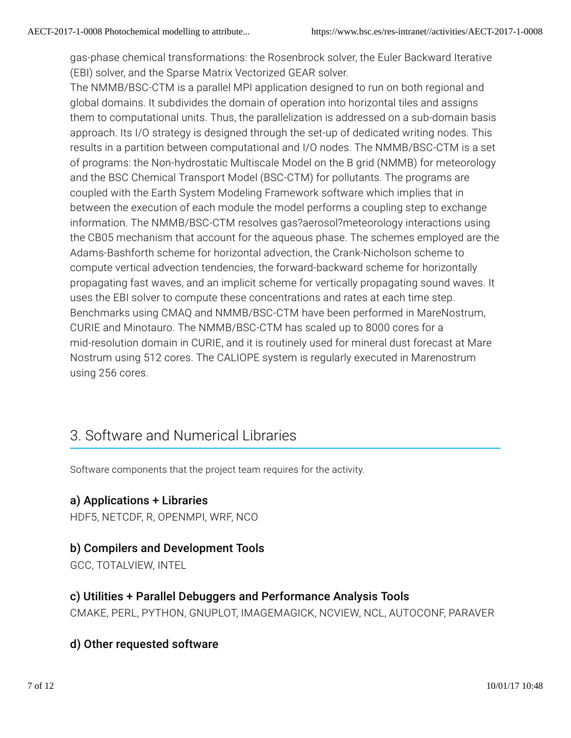gas-phase chemical transformations: the Rosenbrock solver, the Euler Backward Iterative (EBI) solver, and the Sparse Matrix Vectorized GEAR solver.
The NMMB/BSC-CTM is a parallel MPI application designed to run on both regional and global domains. It subdivides the domain of operation into horizontal tiles and assigns them to computational units. Thus, the parallelization is addressed on a sub-domain basis approach. Its I/O strategy is designed through the set-up of dedicated writing nodes. This results in a partition between computational and I/O nodes. The NMMB/BSC-CTM is a set of programs: the Non-hydrostatic Multiscale Model on the B grid (NMMB) for meteorology and the BSC Chemical Transport Model (BSC-CTM) for pollutants. The programs are coupled with the Earth System Modeling Framework software which implies that in between the execution of each module the model performs a coupling step to exchange information. The NMMB/BSC-CTM resolves gas?aerosol?meteorology interactions using the CB05 mechanism that account for the aqueous phase. The schemes employed are the Adams-Bashforth scheme for horizontal advection, the Crank-Nicholson scheme to compute vertical advection tendencies, the forward-backward scheme for horizontally propagating fast waves, and an implicit scheme for vertically propagating sound waves. It uses the EBI solver to compute these concentrations and rates at each time step.
Benchmarks using CMAQ and NMMB/BSC-CTM have been performed in MareNostrum, CURIE and Minotauro. The NMMB/BSC-CTM has scaled up to 8000 cores for a mid-resolution domain in CURIE, and it is routinely used for mineral dust forecast at Mare Nostrum using 512 cores. The CALIOPE system is regularly executed in Marenostrum using 256 cores.

## 3. Software and Numerical Libraries

Software components that the project team requires for the activity.

### a) Applications + Libraries

HDF5, NETCDF, R, OPENMPI, WRF, NCO

### b) Compilers and Development Tools

GCC, TOTALVIEW, INTEL

### c) Utilities + Parallel Debuggers and Performance Analysis Tools

CMAKE, PERL, PYTHON, GNUPLOT, IMAGEMAGICK, NCVIEW, NCL, AUTOCONF, PARAVER

### d) Other requested software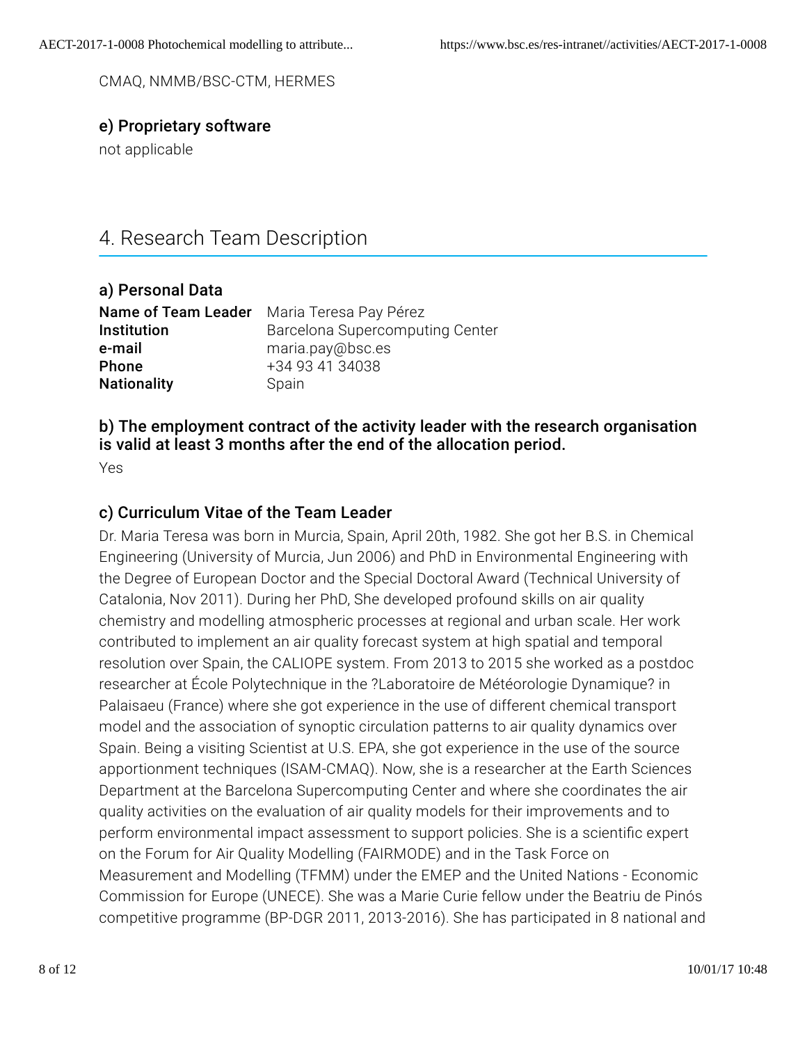CMAQ, NMMB/BSC-CTM, HERMES

### e) Proprietary software

not applicable

## 4. Research Team Description

### a) Personal Data

**Name of Team Leader** Maria Teresa Pay Pérez
**Institution** Barcelona Supercomputing Center
**e-mail** maria.pay@bsc.es
**Phone** +34 93 41 34038
**Nationality** Spain

### b) The employment contract of the activity leader with the research organisation is valid at least 3 months after the end of the allocation period.

Yes

### c) Curriculum Vitae of the Team Leader

Dr. Maria Teresa was born in Murcia, Spain, April 20th, 1982. She got her B.S. in Chemical Engineering (University of Murcia, Jun 2006) and PhD in Environmental Engineering with the Degree of European Doctor and the Special Doctoral Award (Technical University of Catalonia, Nov 2011). During her PhD, She developed profound skills on air quality chemistry and modelling atmospheric processes at regional and urban scale. Her work contributed to implement an air quality forecast system at high spatial and temporal resolution over Spain, the CALIOPE system. From 2013 to 2015 she worked as a postdoc researcher at École Polytechnique in the ?Laboratoire de Météorologie Dynamique? in Palaisaeu (France) where she got experience in the use of different chemical transport model and the association of synoptic circulation patterns to air quality dynamics over Spain. Being a visiting Scientist at U.S. EPA, she got experience in the use of the source apportionment techniques (ISAM-CMAQ). Now, she is a researcher at the Earth Sciences Department at the Barcelona Supercomputing Center and where she coordinates the air quality activities on the evaluation of air quality models for their improvements and to perform environmental impact assessment to support policies. She is a scientific expert on the Forum for Air Quality Modelling (FAIRMODE) and in the Task Force on Measurement and Modelling (TFMM) under the EMEP and the United Nations - Economic Commission for Europe (UNECE). She was a Marie Curie fellow under the Beatriu de Pinós competitive programme (BP-DGR 2011, 2013-2016). She has participated in 8 national and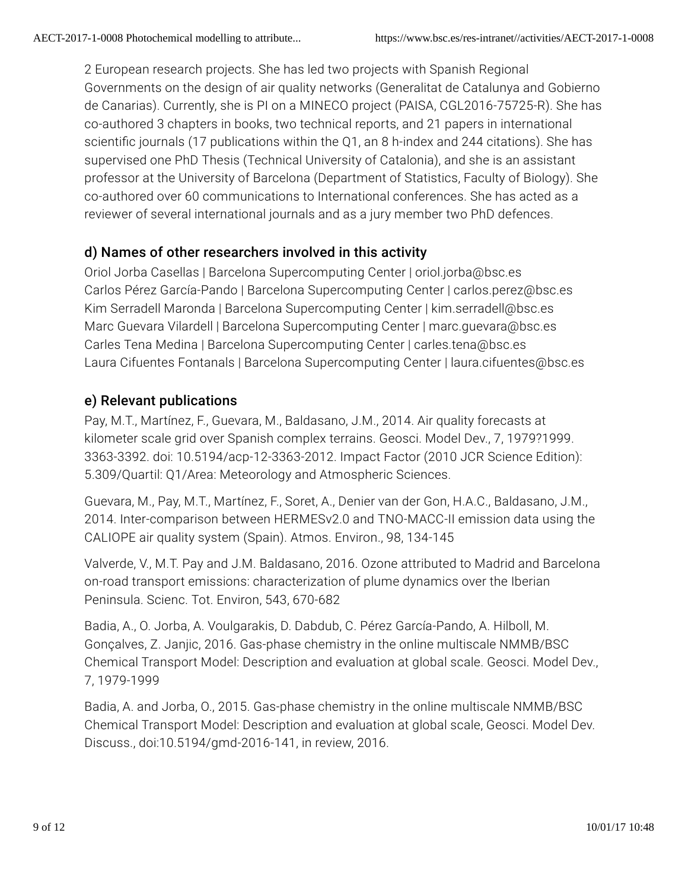2 European research projects. She has led two projects with Spanish Regional Governments on the design of air quality networks (Generalitat de Catalunya and Gobierno de Canarias). Currently, she is PI on a MINECO project (PAISA, CGL2016-75725-R). She has co-authored 3 chapters in books, two technical reports, and 21 papers in international scientific journals (17 publications within the Q1, an 8 h-index and 244 citations). She has supervised one PhD Thesis (Technical University of Catalonia), and she is an assistant professor at the University of Barcelona (Department of Statistics, Faculty of Biology). She co-authored over 60 communications to International conferences. She has acted as a reviewer of several international journals and as a jury member two PhD defences.

## d) Names of other researchers involved in this activity

Oriol Jorba Casellas | Barcelona Supercomputing Center | oriol.jorba@bsc.es
Carlos Pérez García-Pando | Barcelona Supercomputing Center | carlos.perez@bsc.es
Kim Serradell Maronda | Barcelona Supercomputing Center | kim.serradell@bsc.es
Marc Guevara Vilardell | Barcelona Supercomputing Center | marc.guevara@bsc.es
Carles Tena Medina | Barcelona Supercomputing Center | carles.tena@bsc.es
Laura Cifuentes Fontanals | Barcelona Supercomputing Center | laura.cifuentes@bsc.es

## e) Relevant publications

Pay, M.T., Martínez, F., Guevara, M., Baldasano, J.M., 2014. Air quality forecasts at kilometer scale grid over Spanish complex terrains. Geosci. Model Dev., 7, 1979?1999. 3363-3392. doi: 10.5194/acp-12-3363-2012. Impact Factor (2010 JCR Science Edition): 5.309/Quartil: Q1/Area: Meteorology and Atmospheric Sciences.

Guevara, M., Pay, M.T., Martínez, F., Soret, A., Denier van der Gon, H.A.C., Baldasano, J.M., 2014. Inter-comparison between HERMESv2.0 and TNO-MACC-II emission data using the CALIOPE air quality system (Spain). Atmos. Environ., 98, 134-145

Valverde, V., M.T. Pay and J.M. Baldasano, 2016. Ozone attributed to Madrid and Barcelona on-road transport emissions: characterization of plume dynamics over the Iberian Peninsula. Scienc. Tot. Environ, 543, 670-682

Badia, A., O. Jorba, A. Voulgarakis, D. Dabdub, C. Pérez García-Pando, A. Hilboll, M. Gonçalves, Z. Janjic, 2016. Gas-phase chemistry in the online multiscale NMMB/BSC Chemical Transport Model: Description and evaluation at global scale. Geosci. Model Dev., 7, 1979-1999

Badia, A. and Jorba, O., 2015. Gas-phase chemistry in the online multiscale NMMB/BSC Chemical Transport Model: Description and evaluation at global scale, Geosci. Model Dev. Discuss., doi:10.5194/gmd-2016-141, in review, 2016.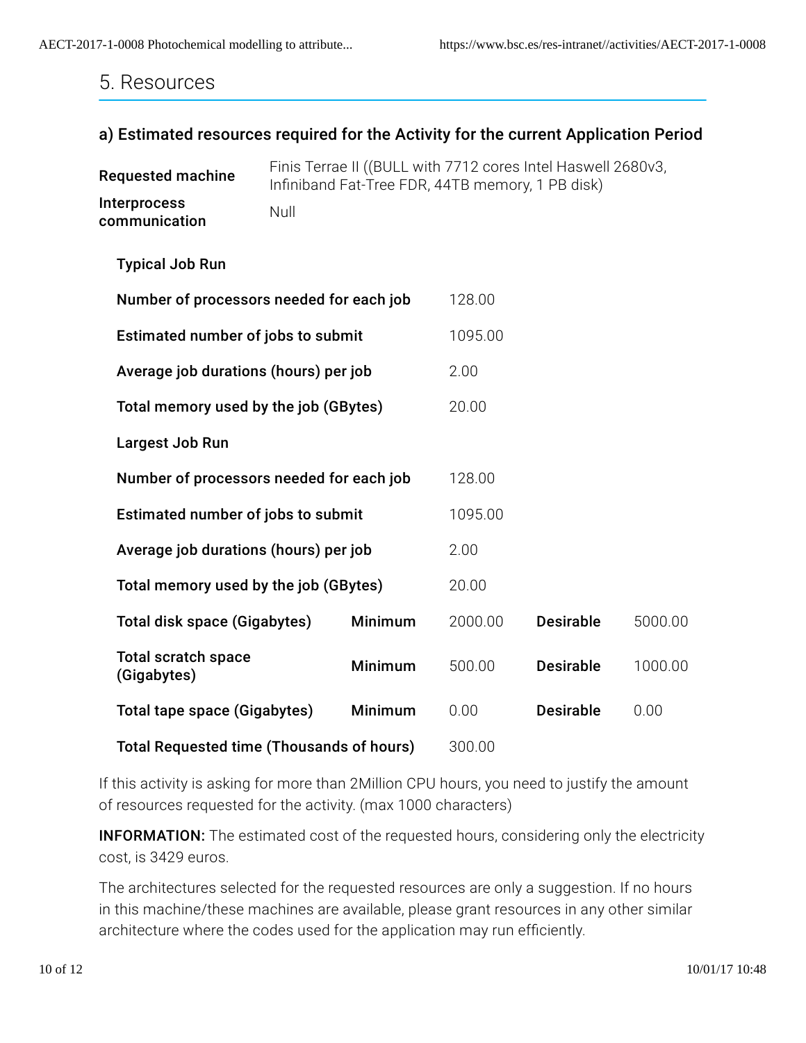## 5. Resources

### a) Estimated resources required for the Activity for the current Application Period

| | |
|---|---|
| **Requested machine** | Finis Terrae II ((BULL with 7712 cores Intel Haswell 2680v3, Infiniband Fat-Tree FDR, 44TB memory, 1 PB disk) |
| **Interprocess communication** | Null |

**Typical Job Run**

| | |
|---|---|
| **Number of processors needed for each job** | 128.00 |
| **Estimated number of jobs to submit** | 1095.00 |
| **Average job durations (hours) per job** | 2.00 |
| **Total memory used by the job (GBytes)** | 20.00 |

**Largest Job Run**

| | |
|---|---|
| **Number of processors needed for each job** | 128.00 |
| **Estimated number of jobs to submit** | 1095.00 |
| **Average job durations (hours) per job** | 2.00 |
| **Total memory used by the job (GBytes)** | 20.00 |

| | | | | |
|---|---|---|---|---|
| **Total disk space (Gigabytes)** | **Minimum** | 2000.00 | **Desirable** | 5000.00 |
| **Total scratch space (Gigabytes)** | **Minimum** | 500.00 | **Desirable** | 1000.00 |
| **Total tape space (Gigabytes)** | **Minimum** | 0.00 | **Desirable** | 0.00 |
| **Total Requested time (Thousands of hours)** | | 300.00 | | |

If this activity is asking for more than 2Million CPU hours, you need to justify the amount of resources requested for the activity. (max 1000 characters)

**INFORMATION:** The estimated cost of the requested hours, considering only the electricity cost, is 3429 euros.

The architectures selected for the requested resources are only a suggestion. If no hours in this machine/these machines are available, please grant resources in any other similar architecture where the codes used for the application may run efficiently.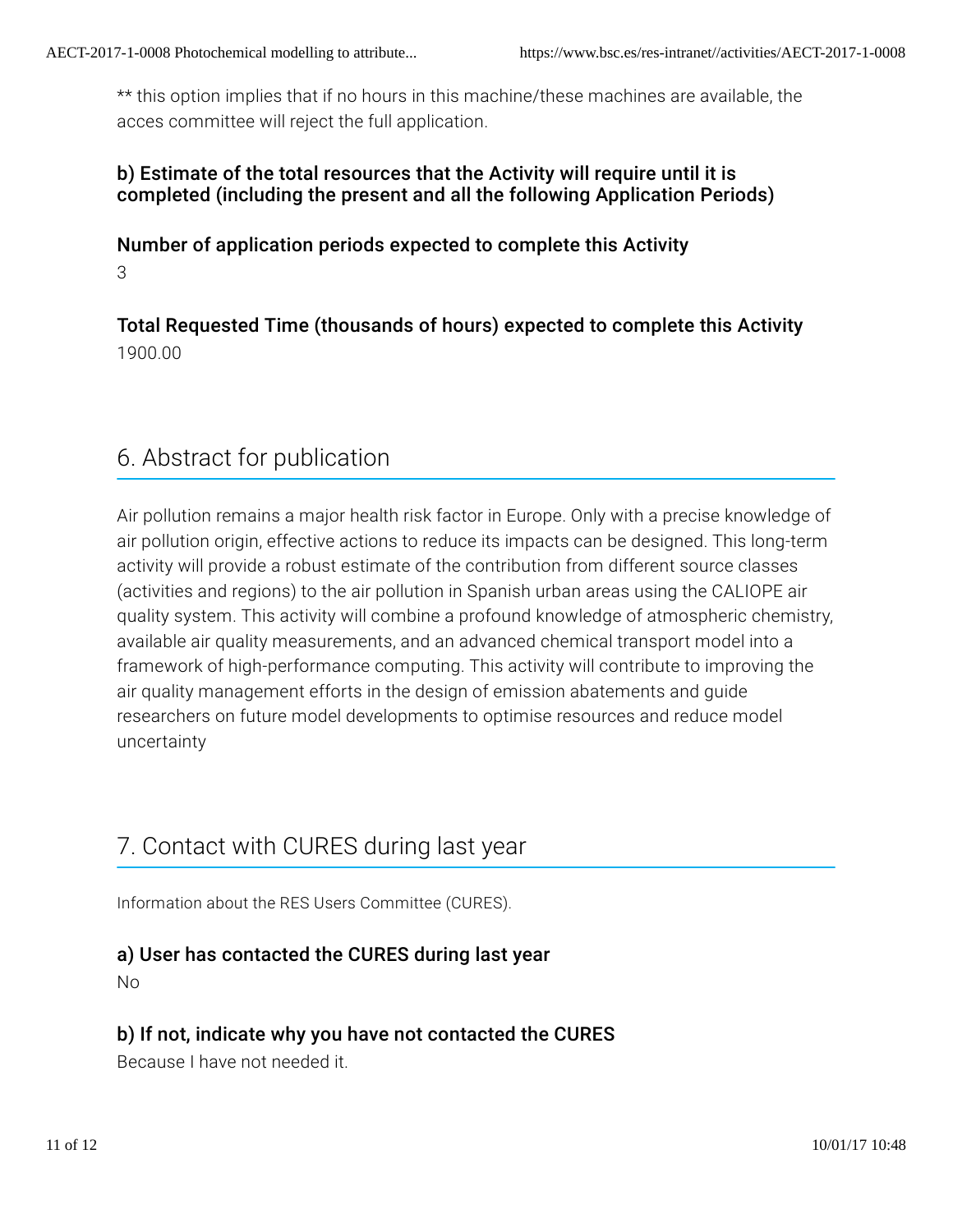** this option implies that if no hours in this machine/these machines are available, the acces committee will reject the full application.

### b) Estimate of the total resources that the Activity will require until it is completed (including the present and all the following Application Periods)

#### Number of application periods expected to complete this Activity

3

#### Total Requested Time (thousands of hours) expected to complete this Activity

1900.00

## 6. Abstract for publication

Air pollution remains a major health risk factor in Europe. Only with a precise knowledge of air pollution origin, effective actions to reduce its impacts can be designed. This long-term activity will provide a robust estimate of the contribution from different source classes (activities and regions) to the air pollution in Spanish urban areas using the CALIOPE air quality system. This activity will combine a profound knowledge of atmospheric chemistry, available air quality measurements, and an advanced chemical transport model into a framework of high-performance computing. This activity will contribute to improving the air quality management efforts in the design of emission abatements and guide researchers on future model developments to optimise resources and reduce model uncertainty

## 7. Contact with CURES during last year

Information about the RES Users Committee (CURES).

### a) User has contacted the CURES during last year

No

### b) If not, indicate why you have not contacted the CURES

Because I have not needed it.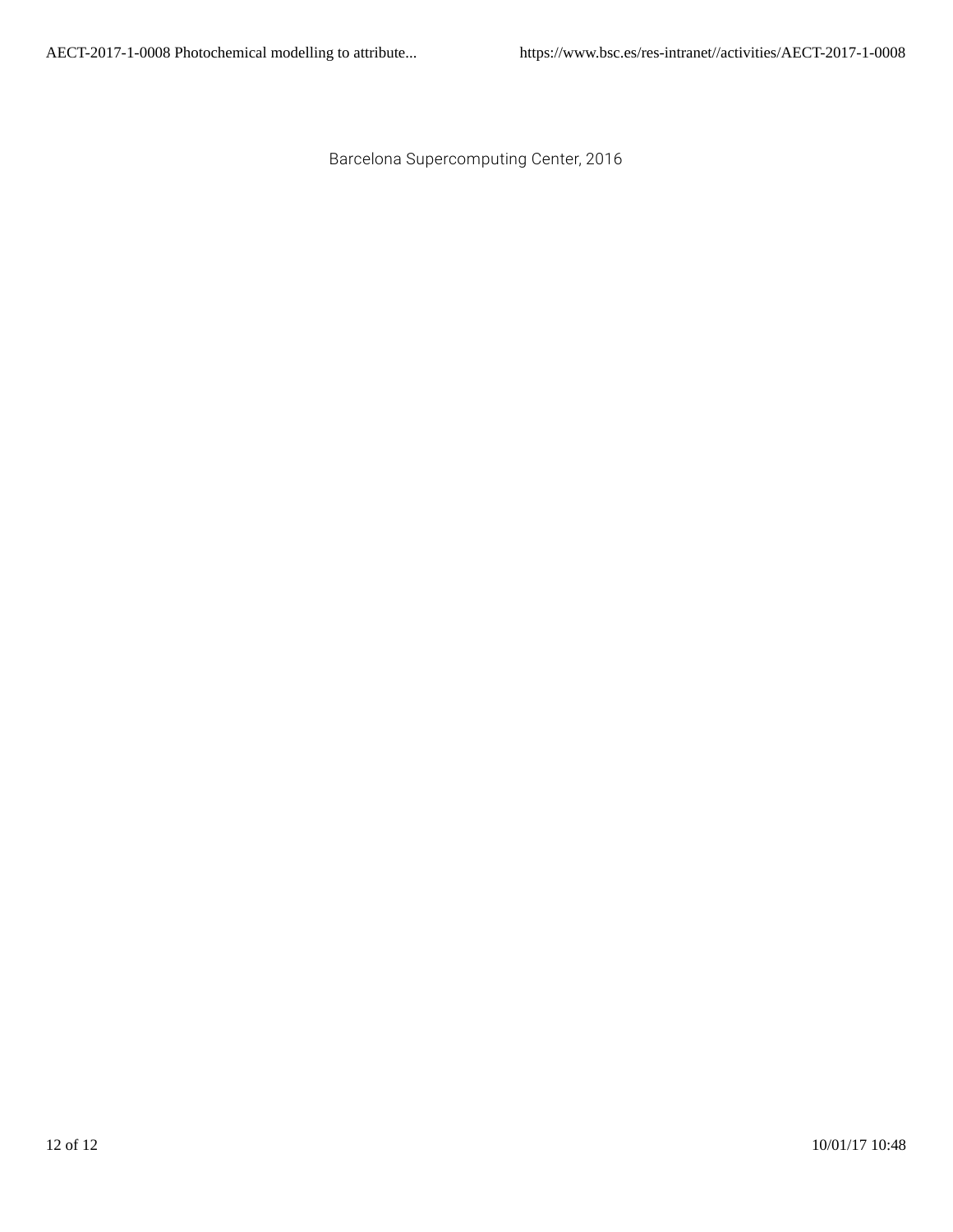Barcelona Supercomputing Center, 2016